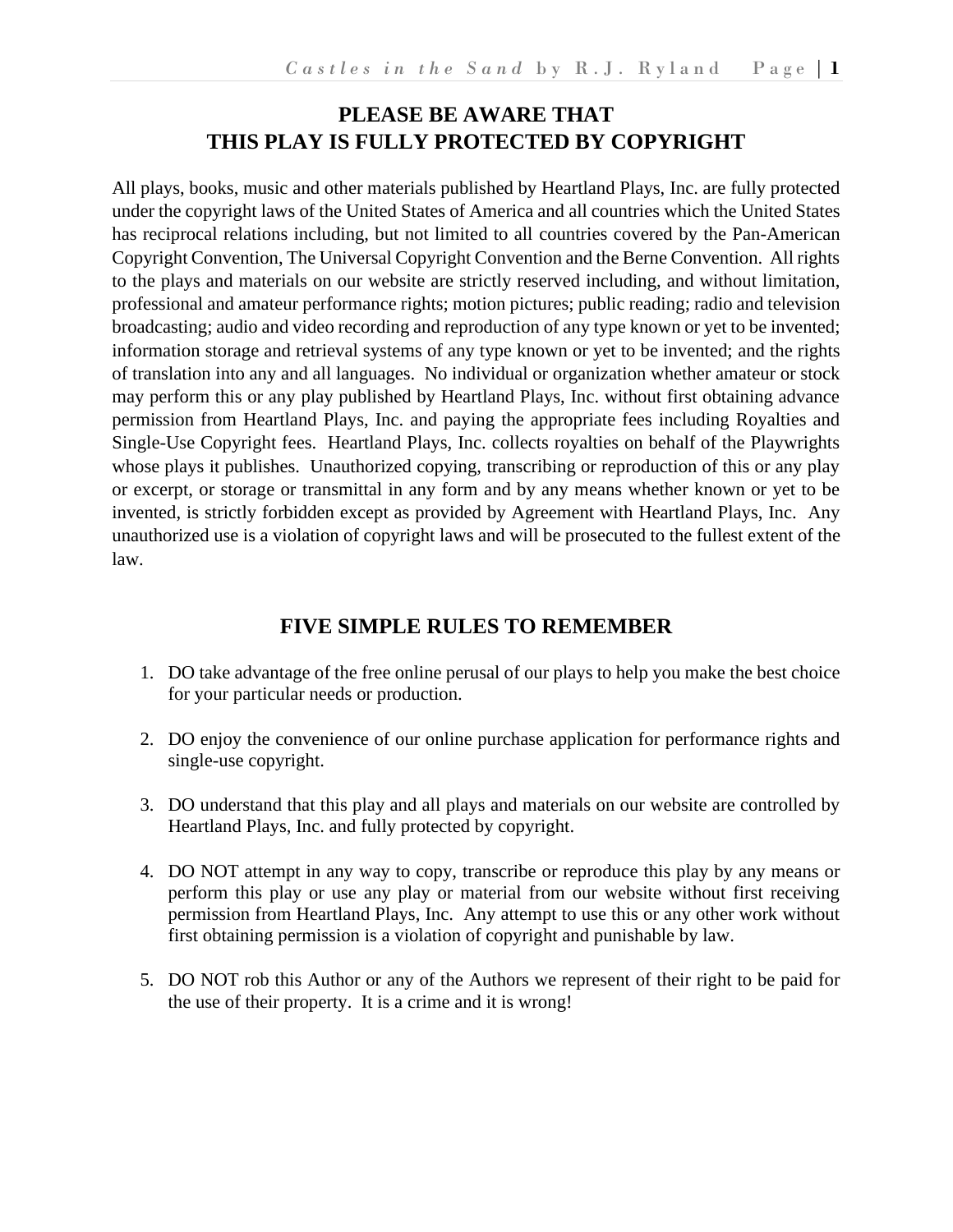# PLEASE BE AWARE THAT
# THIS PLAY IS FULLY PROTECTED BY COPYRIGHT

All plays, books, music and other materials published by Heartland Plays, Inc. are fully protected under the copyright laws of the United States of America and all countries which the United States has reciprocal relations including, but not limited to all countries covered by the Pan-American Copyright Convention, The Universal Copyright Convention and the Berne Convention. All rights to the plays and materials on our website are strictly reserved including, and without limitation, professional and amateur performance rights; motion pictures; public reading; radio and television broadcasting; audio and video recording and reproduction of any type known or yet to be invented; information storage and retrieval systems of any type known or yet to be invented; and the rights of translation into any and all languages. No individual or organization whether amateur or stock may perform this or any play published by Heartland Plays, Inc. without first obtaining advance permission from Heartland Plays, Inc. and paying the appropriate fees including Royalties and Single-Use Copyright fees. Heartland Plays, Inc. collects royalties on behalf of the Playwrights whose plays it publishes. Unauthorized copying, transcribing or reproduction of this or any play or excerpt, or storage or transmittal in any form and by any means whether known or yet to be invented, is strictly forbidden except as provided by Agreement with Heartland Plays, Inc. Any unauthorized use is a violation of copyright laws and will be prosecuted to the fullest extent of the law.

## FIVE SIMPLE RULES TO REMEMBER

1. DO take advantage of the free online perusal of our plays to help you make the best choice for your particular needs or production.

2. DO enjoy the convenience of our online purchase application for performance rights and single-use copyright.

3. DO understand that this play and all plays and materials on our website are controlled by Heartland Plays, Inc. and fully protected by copyright.

4. DO NOT attempt in any way to copy, transcribe or reproduce this play by any means or perform this play or use any play or material from our website without first receiving permission from Heartland Plays, Inc. Any attempt to use this or any other work without first obtaining permission is a violation of copyright and punishable by law.

5. DO NOT rob this Author or any of the Authors we represent of their right to be paid for the use of their property. It is a crime and it is wrong!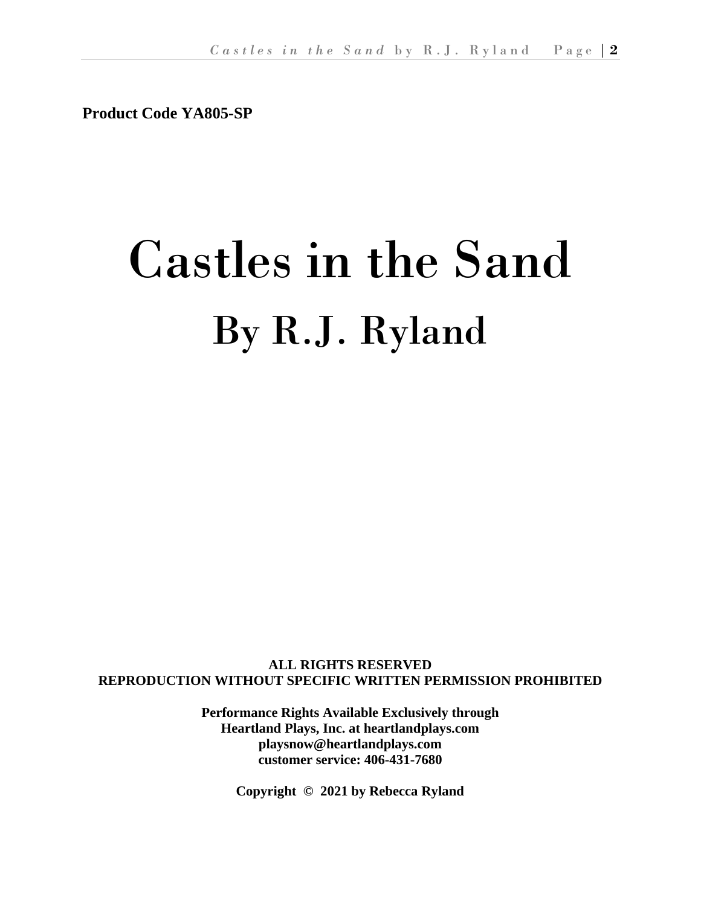**Product Code YA805-SP**

# Castles in the Sand

## By R.J. Ryland

**ALL RIGHTS RESERVED**
**REPRODUCTION WITHOUT SPECIFIC WRITTEN PERMISSION PROHIBITED**

**Performance Rights Available Exclusively through**
**Heartland Plays, Inc. at heartlandplays.com**
**playsnow@heartlandplays.com**
**customer service: 406-431-7680**

**Copyright © 2021 by Rebecca Ryland**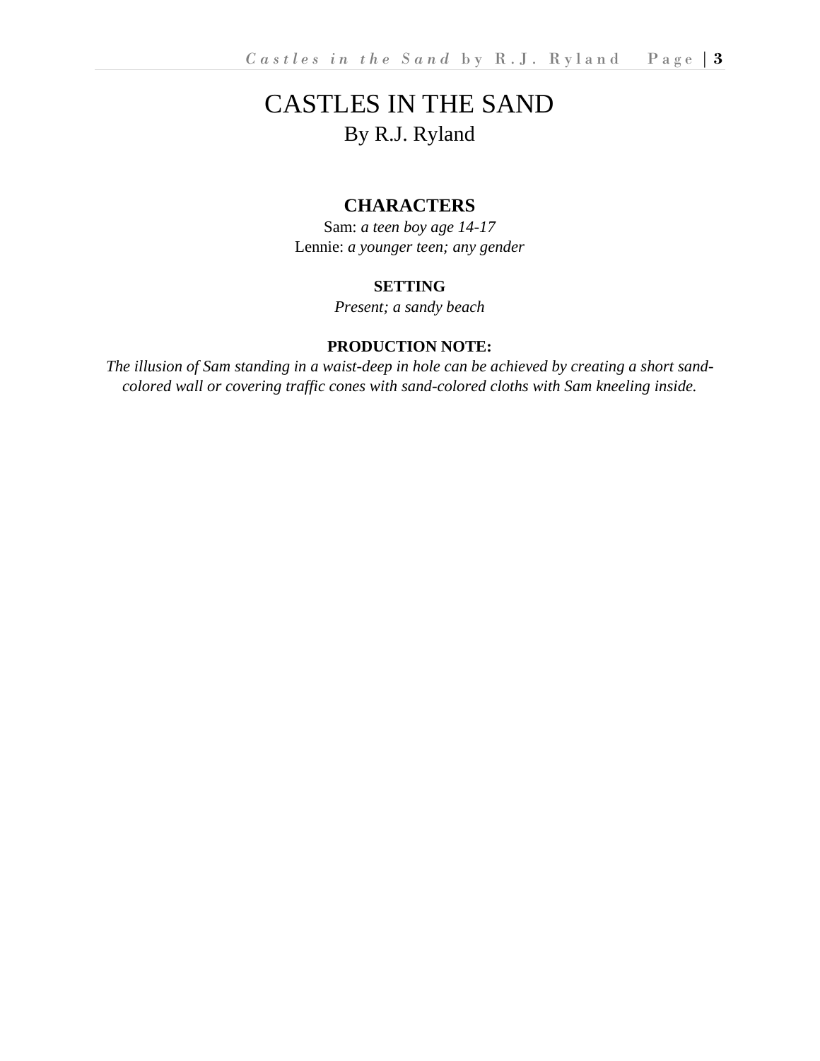# CASTLES IN THE SAND

By R.J. Ryland

## CHARACTERS

Sam: *a teen boy age 14-17*
Lennie: *a younger teen; any gender*

### SETTING

*Present; a sandy beach*

### PRODUCTION NOTE:

*The illusion of Sam standing in a waist-deep in hole can be achieved by creating a short sand-colored wall or covering traffic cones with sand-colored cloths with Sam kneeling inside.*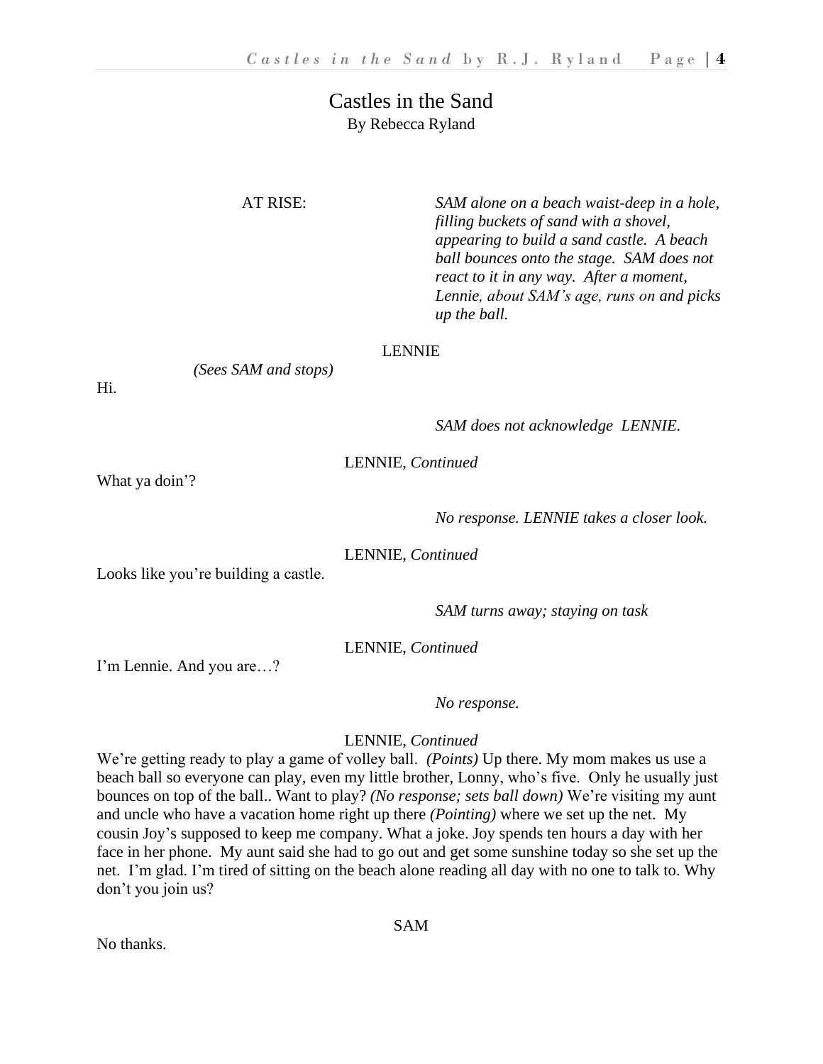# Castles in the Sand

By Rebecca Ryland

AT RISE: *SAM alone on a beach waist-deep in a hole, filling buckets of sand with a shovel, appearing to build a sand castle. A beach ball bounces onto the stage. SAM does not react to it in any way. After a moment, Lennie, about SAM's age, runs on and picks up the ball.*

LENNIE

*(Sees SAM and stops)*

Hi.

*SAM does not acknowledge LENNIE.*

LENNIE, *Continued*

What ya doin'?

*No response. LENNIE takes a closer look.*

LENNIE, *Continued*

Looks like you're building a castle.

*SAM turns away; staying on task*

LENNIE, *Continued*

I'm Lennie. And you are…?

*No response.*

LENNIE, *Continued*

We're getting ready to play a game of volley ball. *(Points)* Up there. My mom makes us use a beach ball so everyone can play, even my little brother, Lonny, who's five. Only he usually just bounces on top of the ball.. Want to play? *(No response; sets ball down)* We're visiting my aunt and uncle who have a vacation home right up there *(Pointing)* where we set up the net. My cousin Joy's supposed to keep me company. What a joke. Joy spends ten hours a day with her face in her phone. My aunt said she had to go out and get some sunshine today so she set up the net. I'm glad. I'm tired of sitting on the beach alone reading all day with no one to talk to. Why don't you join us?

SAM

No thanks.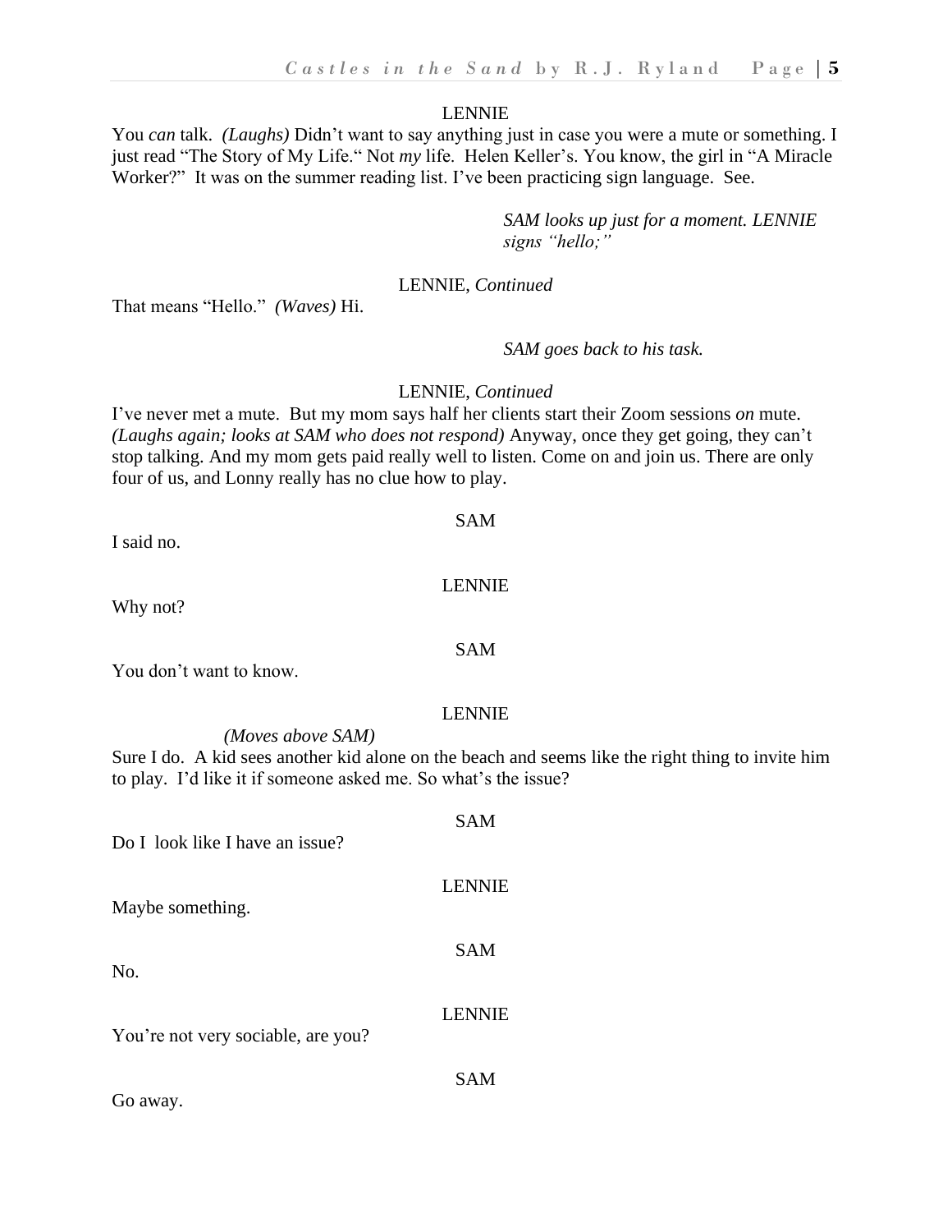LENNIE

You *can* talk. *(Laughs)* Didn't want to say anything just in case you were a mute or something. I just read "The Story of My Life." Not *my* life. Helen Keller's. You know, the girl in "A Miracle Worker?" It was on the summer reading list. I've been practicing sign language. See.

*SAM looks up just for a moment. LENNIE signs "hello;"*

LENNIE, *Continued*

That means "Hello." *(Waves)* Hi.

*SAM goes back to his task.*

LENNIE, *Continued*

I've never met a mute. But my mom says half her clients start their Zoom sessions *on* mute. *(Laughs again; looks at SAM who does not respond)* Anyway, once they get going, they can't stop talking. And my mom gets paid really well to listen. Come on and join us. There are only four of us, and Lonny really has no clue how to play.

SAM

I said no.

LENNIE

Why not?

SAM

You don't want to know.

LENNIE

*(Moves above SAM)*

Sure I do. A kid sees another kid alone on the beach and seems like the right thing to invite him to play. I'd like it if someone asked me. So what's the issue?

SAM

Do I look like I have an issue?

LENNIE

Maybe something.

SAM

No.

LENNIE

You're not very sociable, are you?

SAM

Go away.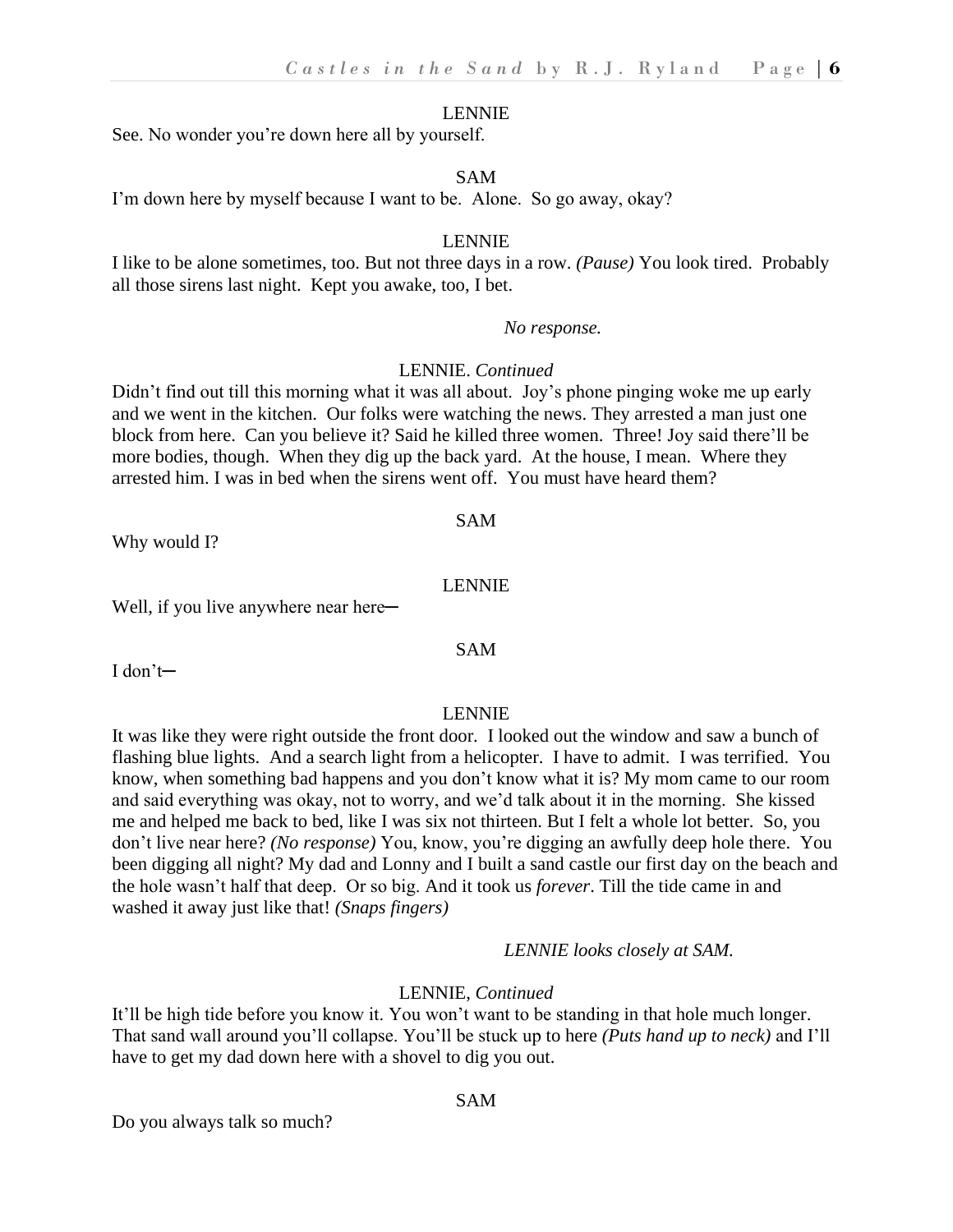LENNIE

See. No wonder you're down here all by yourself.

SAM

I'm down here by myself because I want to be. Alone. So go away, okay?

LENNIE

I like to be alone sometimes, too. But not three days in a row. *(Pause)* You look tired. Probably all those sirens last night. Kept you awake, too, I bet.

*No response.*

LENNIE. *Continued*

Didn't find out till this morning what it was all about. Joy's phone pinging woke me up early and we went in the kitchen. Our folks were watching the news. They arrested a man just one block from here. Can you believe it? Said he killed three women. Three! Joy said there'll be more bodies, though. When they dig up the back yard. At the house, I mean. Where they arrested him. I was in bed when the sirens went off. You must have heard them?

SAM

Why would I?

LENNIE

Well, if you live anywhere near here─

SAM

I don't─

LENNIE

It was like they were right outside the front door. I looked out the window and saw a bunch of flashing blue lights. And a search light from a helicopter. I have to admit. I was terrified. You know, when something bad happens and you don't know what it is? My mom came to our room and said everything was okay, not to worry, and we'd talk about it in the morning. She kissed me and helped me back to bed, like I was six not thirteen. But I felt a whole lot better. So, you don't live near here? *(No response)* You, know, you're digging an awfully deep hole there. You been digging all night? My dad and Lonny and I built a sand castle our first day on the beach and the hole wasn't half that deep. Or so big. And it took us *forever*. Till the tide came in and washed it away just like that! *(Snaps fingers)*

*LENNIE looks closely at SAM.*

LENNIE, *Continued*

It'll be high tide before you know it. You won't want to be standing in that hole much longer. That sand wall around you'll collapse. You'll be stuck up to here *(Puts hand up to neck)* and I'll have to get my dad down here with a shovel to dig you out.

SAM

Do you always talk so much?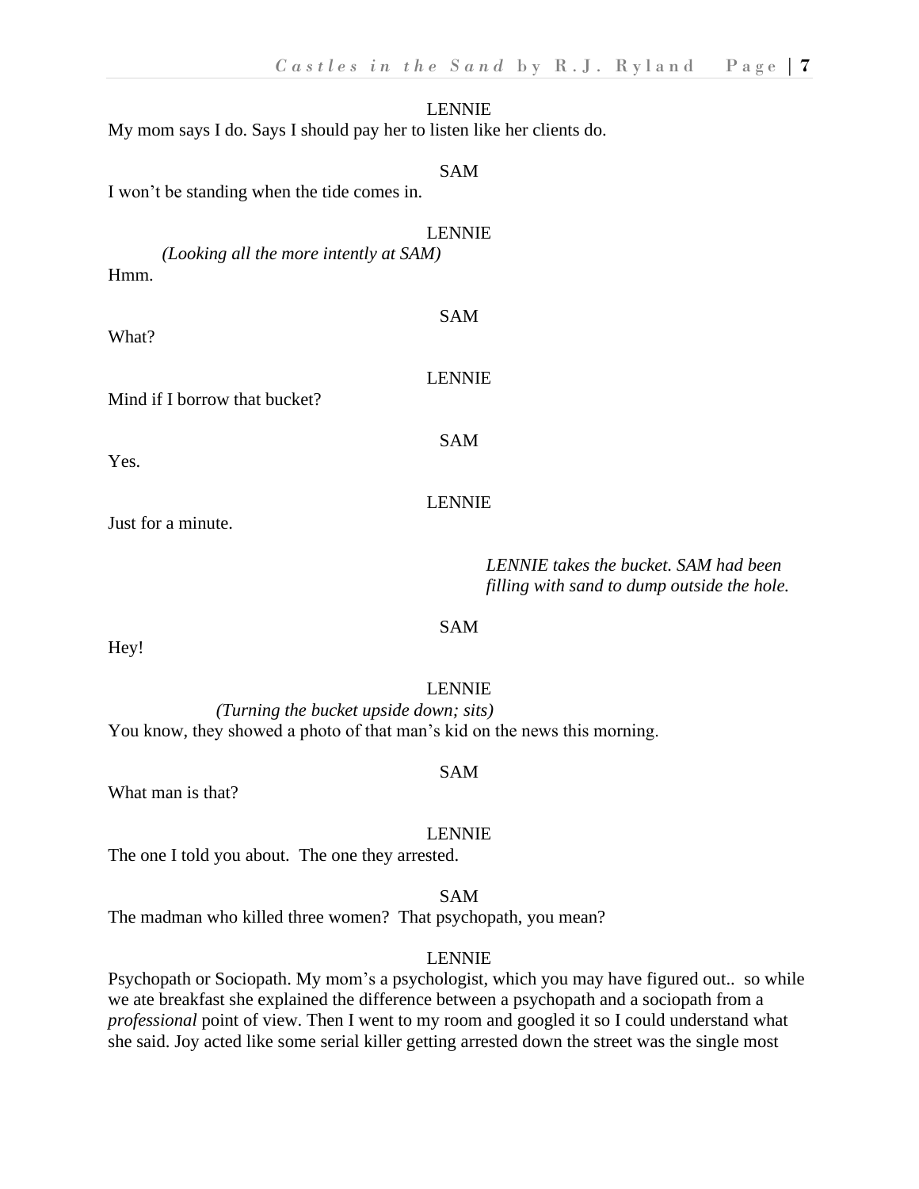LENNIE

My mom says I do. Says I should pay her to listen like her clients do.

SAM

I won't be standing when the tide comes in.

LENNIE

*(Looking all the more intently at SAM)*

Hmm.

SAM

What?

LENNIE

Mind if I borrow that bucket?

SAM

Yes.

LENNIE

Just for a minute.

*LENNIE takes the bucket. SAM had been filling with sand to dump outside the hole.*

SAM

Hey!

LENNIE

*(Turning the bucket upside down; sits)*

You know, they showed a photo of that man's kid on the news this morning.

SAM

What man is that?

LENNIE

The one I told you about. The one they arrested.

SAM

The madman who killed three women? That psychopath, you mean?

LENNIE

Psychopath or Sociopath. My mom's a psychologist, which you may have figured out.. so while we ate breakfast she explained the difference between a psychopath and a sociopath from a *professional* point of view. Then I went to my room and googled it so I could understand what she said. Joy acted like some serial killer getting arrested down the street was the single most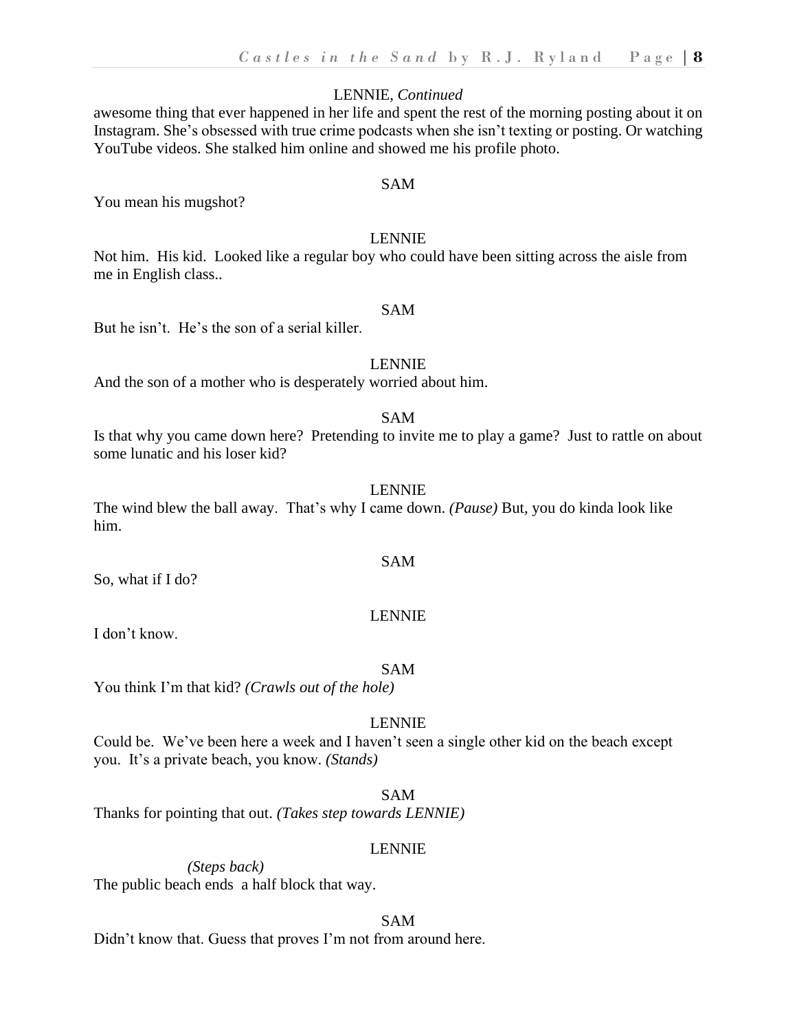LENNIE, *Continued*

awesome thing that ever happened in her life and spent the rest of the morning posting about it on Instagram. She's obsessed with true crime podcasts when she isn't texting or posting. Or watching YouTube videos. She stalked him online and showed me his profile photo.

SAM

You mean his mugshot?

LENNIE

Not him. His kid. Looked like a regular boy who could have been sitting across the aisle from me in English class..

SAM

But he isn't. He's the son of a serial killer.

LENNIE

And the son of a mother who is desperately worried about him.

SAM

Is that why you came down here? Pretending to invite me to play a game? Just to rattle on about some lunatic and his loser kid?

LENNIE

The wind blew the ball away. That's why I came down. *(Pause)* But, you do kinda look like him.

SAM

So, what if I do?

LENNIE

I don't know.

SAM

You think I'm that kid? *(Crawls out of the hole)*

LENNIE

Could be. We've been here a week and I haven't seen a single other kid on the beach except you. It's a private beach, you know. *(Stands)*

SAM

Thanks for pointing that out. *(Takes step towards LENNIE)*

LENNIE

*(Steps back)*

The public beach ends a half block that way.

SAM

Didn't know that. Guess that proves I'm not from around here.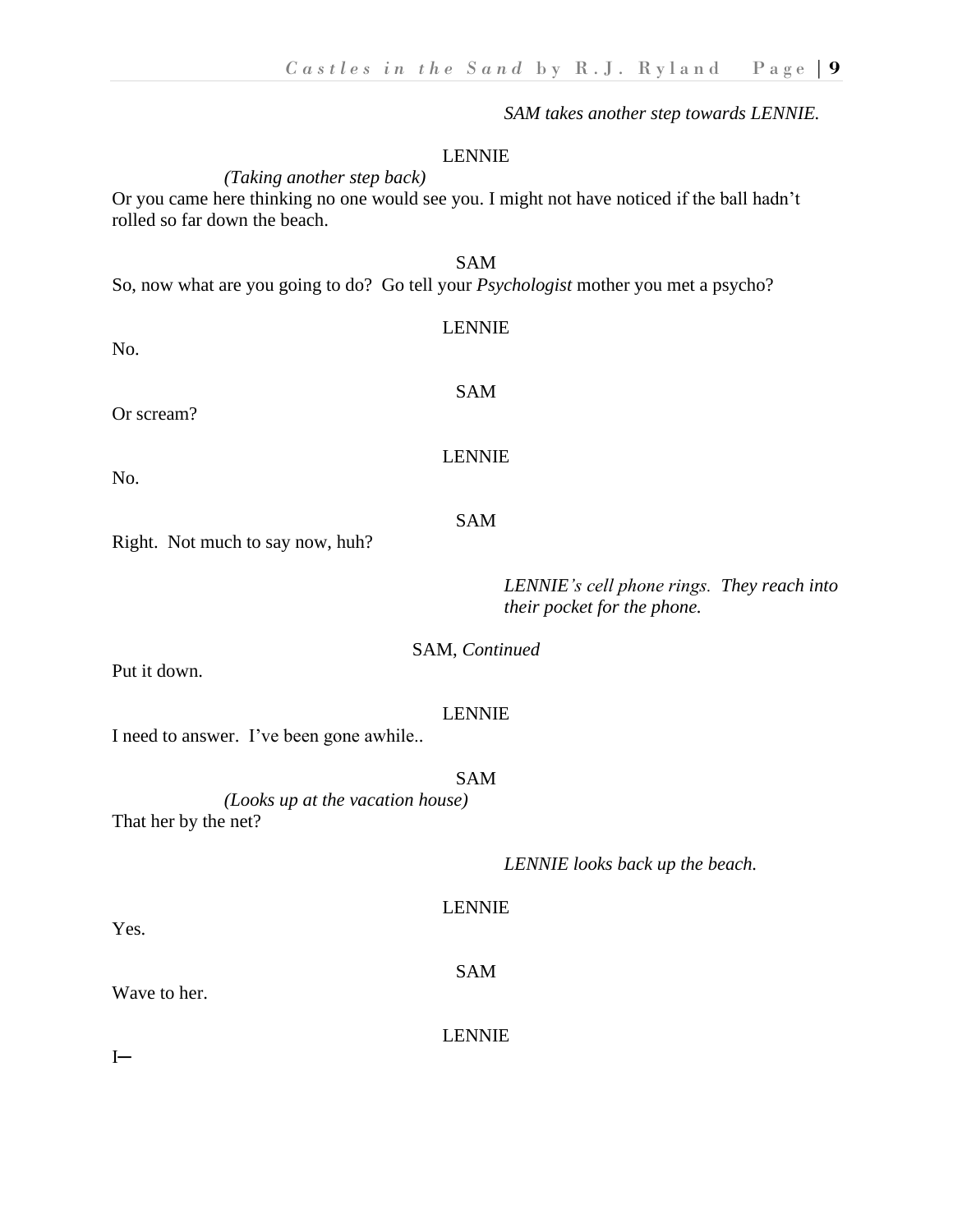*SAM takes another step towards LENNIE.*

LENNIE

*(Taking another step back)*

Or you came here thinking no one would see you. I might not have noticed if the ball hadn't rolled so far down the beach.

SAM

So, now what are you going to do? Go tell your *Psychologist* mother you met a psycho?

LENNIE

No.

SAM

Or scream?

LENNIE

No.

SAM

Right. Not much to say now, huh?

*LENNIE's cell phone rings. They reach into their pocket for the phone.*

SAM, *Continued*

Put it down.

LENNIE

I need to answer. I've been gone awhile..

SAM

*(Looks up at the vacation house)*

That her by the net?

*LENNIE looks back up the beach.*

LENNIE

Yes.

SAM

Wave to her.

LENNIE

I—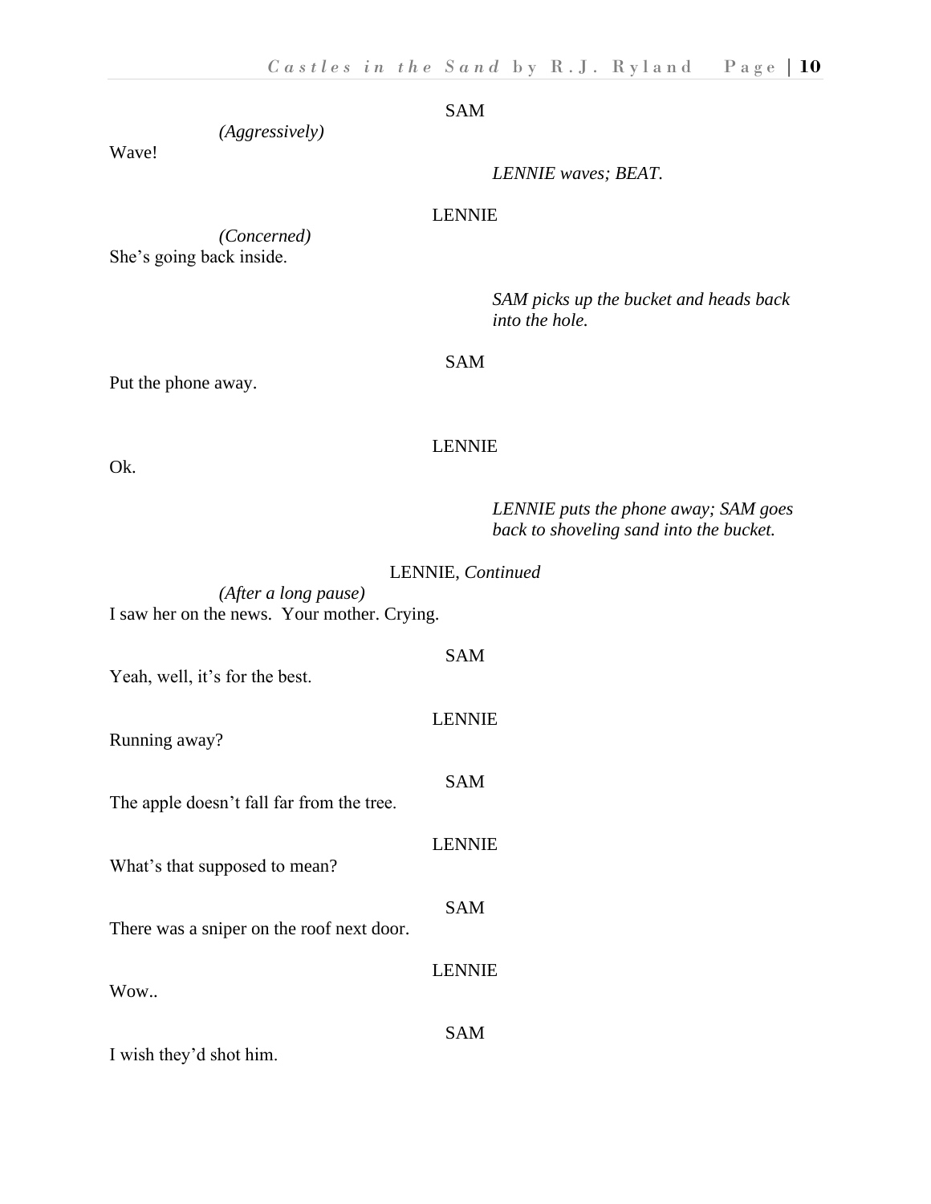SAM

*(Aggressively)*

Wave!

*LENNIE waves; BEAT.*

LENNIE

*(Concerned)*

She's going back inside.

*SAM picks up the bucket and heads back into the hole.*

SAM

Put the phone away.

LENNIE

Ok.

*LENNIE puts the phone away; SAM goes back to shoveling sand into the bucket.*

LENNIE, *Continued*

*(After a long pause)*

I saw her on the news. Your mother. Crying.

SAM

Yeah, well, it's for the best.

LENNIE

Running away?

SAM

The apple doesn't fall far from the tree.

LENNIE

What's that supposed to mean?

SAM

There was a sniper on the roof next door.

LENNIE

Wow..

SAM

I wish they'd shot him.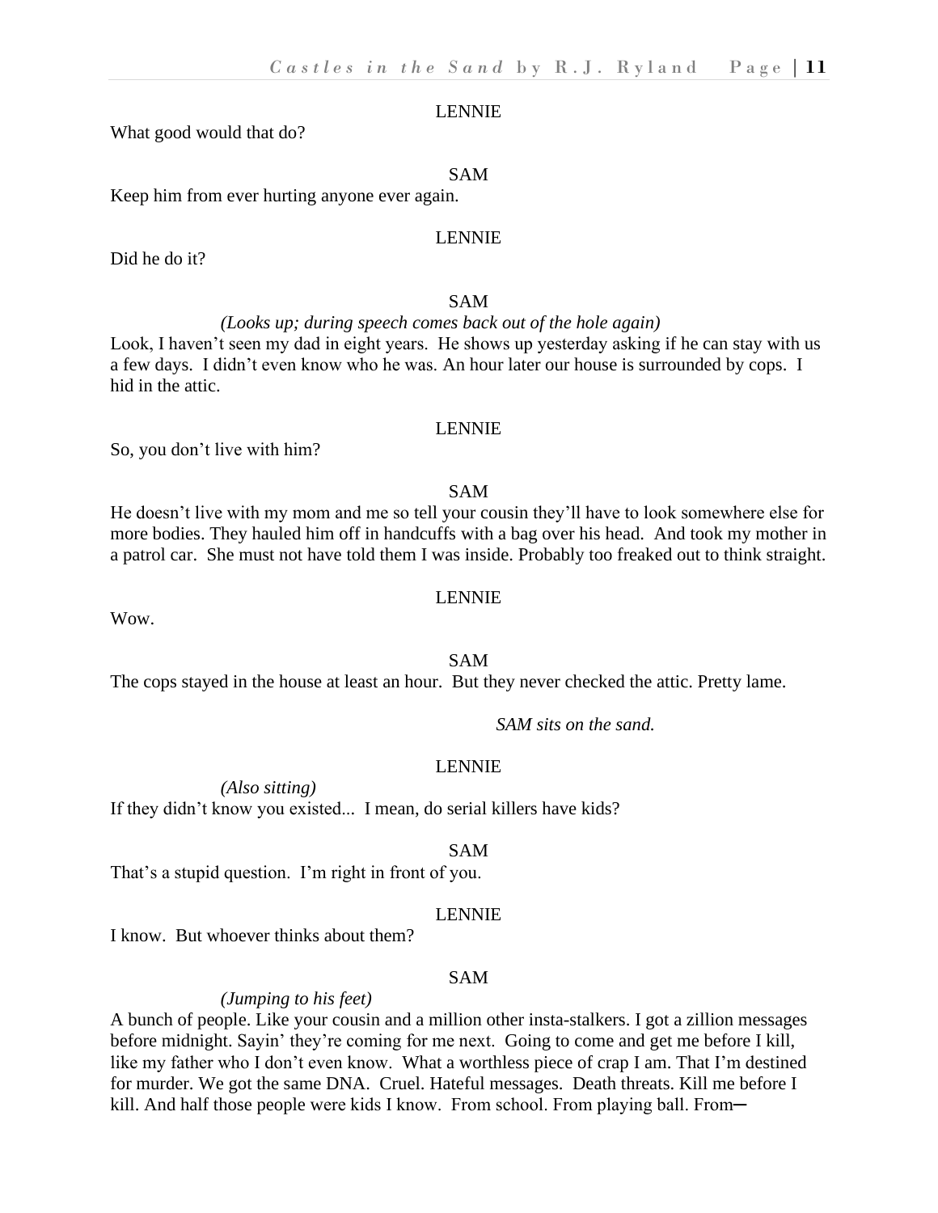LENNIE

What good would that do?

SAM

Keep him from ever hurting anyone ever again.

LENNIE

Did he do it?

SAM

*(Looks up; during speech comes back out of the hole again)*

Look, I haven't seen my dad in eight years. He shows up yesterday asking if he can stay with us a few days. I didn't even know who he was. An hour later our house is surrounded by cops. I hid in the attic.

LENNIE

So, you don't live with him?

SAM

He doesn't live with my mom and me so tell your cousin they'll have to look somewhere else for more bodies. They hauled him off in handcuffs with a bag over his head. And took my mother in a patrol car. She must not have told them I was inside. Probably too freaked out to think straight.

LENNIE

Wow.

SAM

The cops stayed in the house at least an hour. But they never checked the attic. Pretty lame.

*SAM sits on the sand.*

LENNIE

*(Also sitting)*

If they didn't know you existed... I mean, do serial killers have kids?

SAM

That's a stupid question. I'm right in front of you.

LENNIE

I know. But whoever thinks about them?

SAM

*(Jumping to his feet)*

A bunch of people. Like your cousin and a million other insta-stalkers. I got a zillion messages before midnight. Sayin' they're coming for me next. Going to come and get me before I kill, like my father who I don't even know. What a worthless piece of crap I am. That I'm destined for murder. We got the same DNA. Cruel. Hateful messages. Death threats. Kill me before I kill. And half those people were kids I know. From school. From playing ball. From—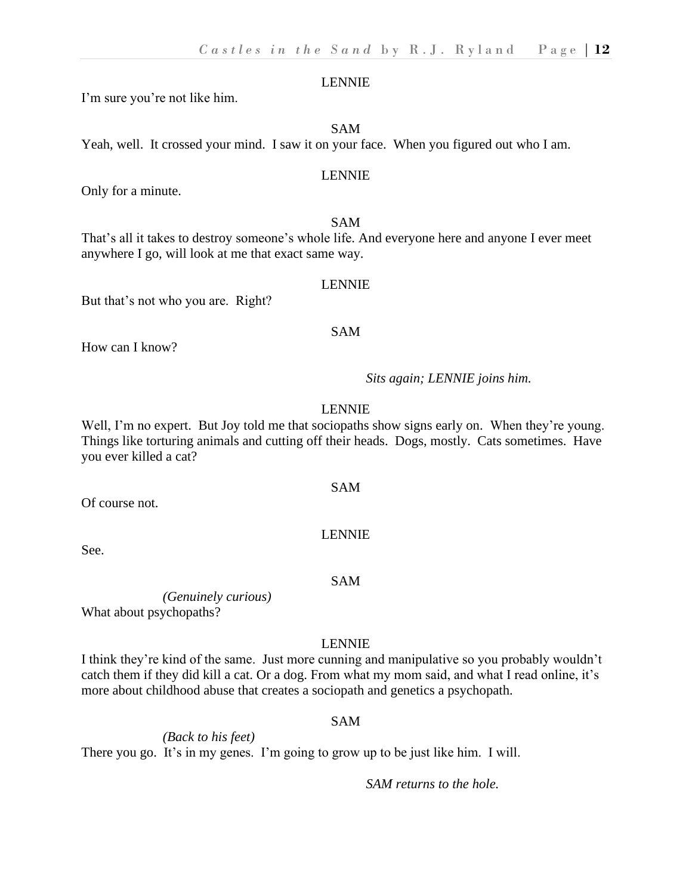LENNIE

I'm sure you're not like him.

SAM

Yeah, well. It crossed your mind. I saw it on your face. When you figured out who I am.

LENNIE

Only for a minute.

SAM

That's all it takes to destroy someone's whole life. And everyone here and anyone I ever meet anywhere I go, will look at me that exact same way.

LENNIE

But that's not who you are. Right?

SAM

How can I know?

*Sits again; LENNIE joins him.*

LENNIE

Well, I'm no expert. But Joy told me that sociopaths show signs early on. When they're young. Things like torturing animals and cutting off their heads. Dogs, mostly. Cats sometimes. Have you ever killed a cat?

SAM

Of course not.

LENNIE

See.

SAM

*(Genuinely curious)*

What about psychopaths?

LENNIE

I think they're kind of the same. Just more cunning and manipulative so you probably wouldn't catch them if they did kill a cat. Or a dog. From what my mom said, and what I read online, it's more about childhood abuse that creates a sociopath and genetics a psychopath.

SAM

*(Back to his feet)*

There you go. It's in my genes. I'm going to grow up to be just like him. I will.

*SAM returns to the hole.*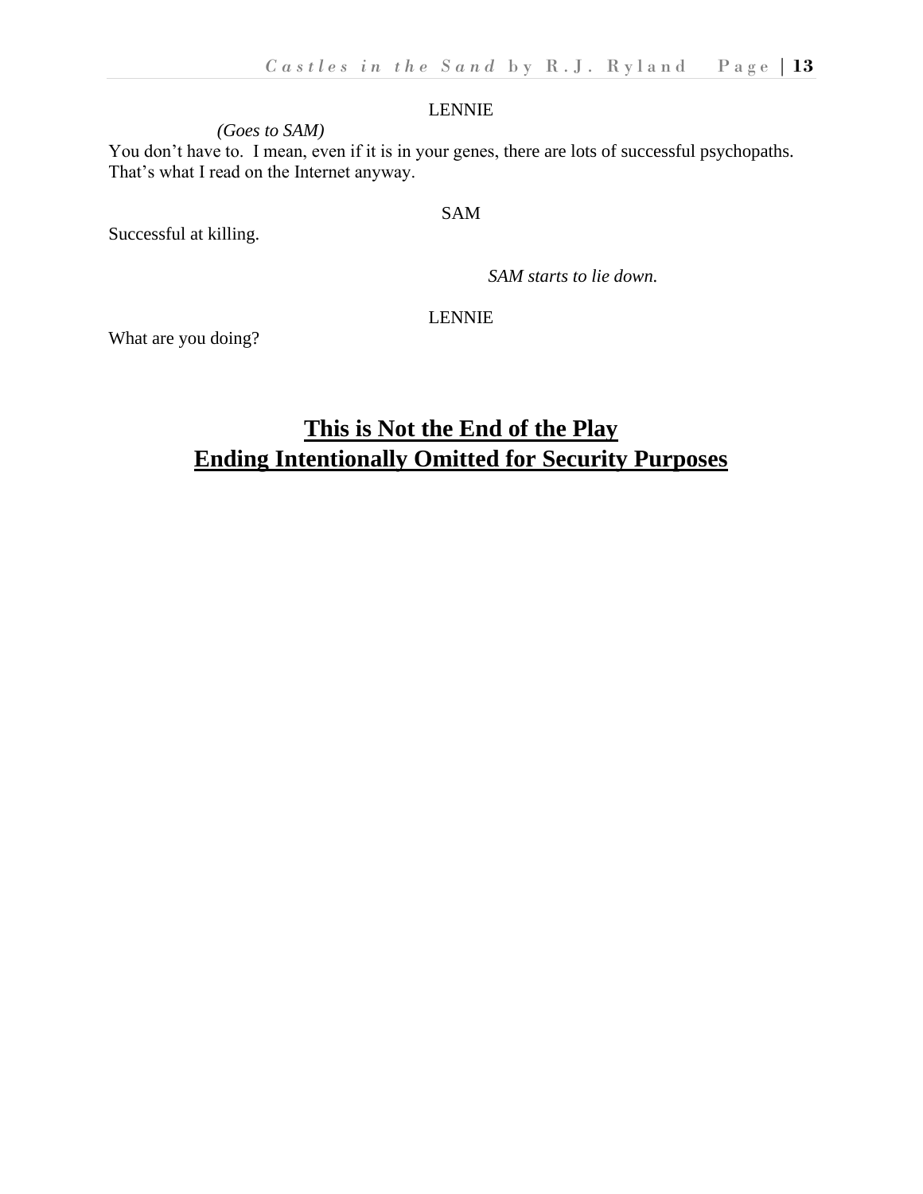LENNIE

*(Goes to SAM)*

You don't have to. I mean, even if it is in your genes, there are lots of successful psychopaths. That's what I read on the Internet anyway.

SAM

Successful at killing.

*SAM starts to lie down.*

LENNIE

What are you doing?

**<u>This is Not the End of the Play</u>**

**<u>Ending Intentionally Omitted for Security Purposes</u>**